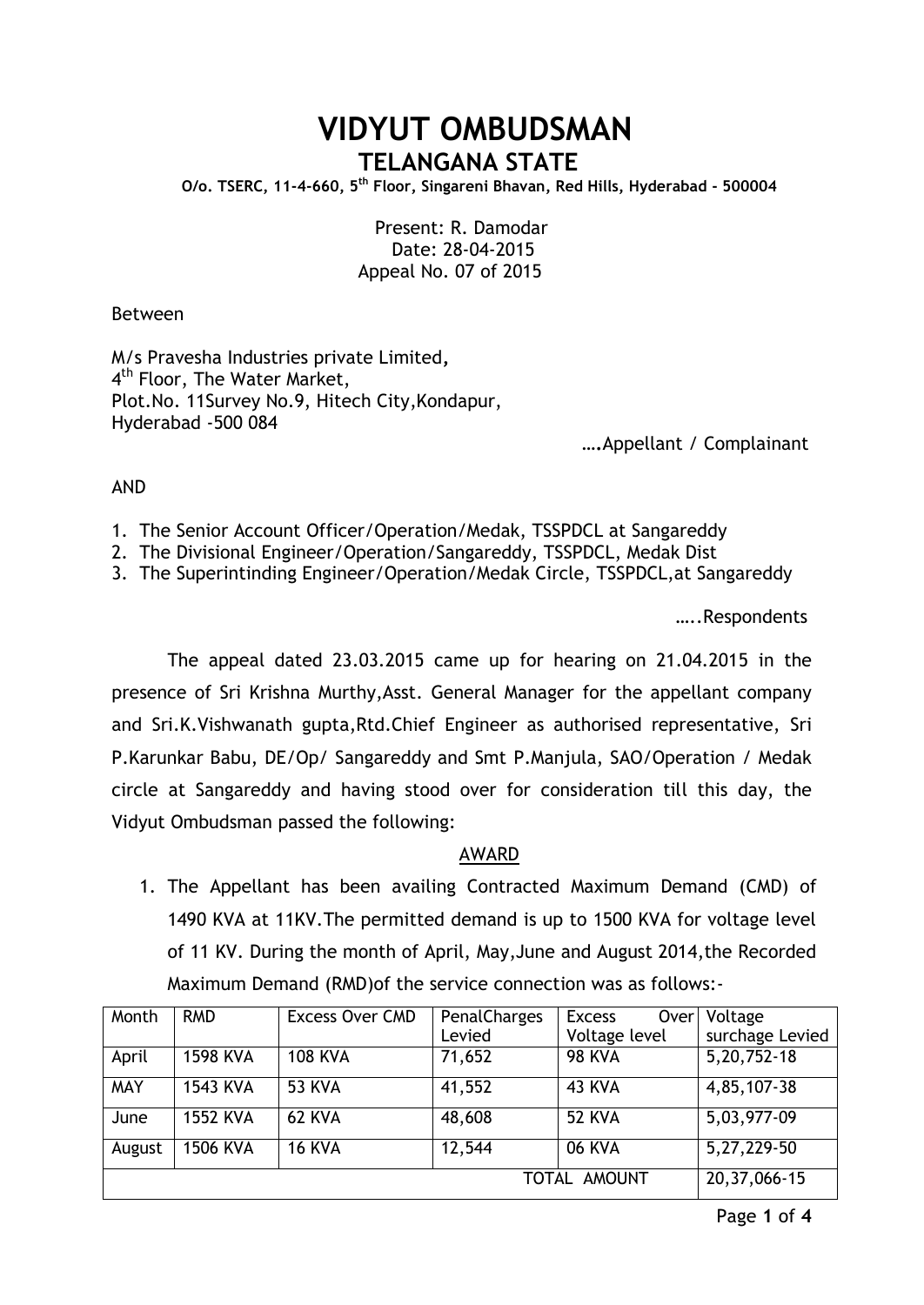# VIDYUT OMBUDSMAN

## TELANGANA STATE

**O/o. TSERC, 11-4-660, 5th Floor, Singareni Bhavan, Red Hills, Hyderabad - 500004**

Present: R. Damodar
Date: 28-04-2015
Appeal No. 07 of 2015

Between

M/s Pravesha Industries private Limited,
4th Floor, The Water Market,
Plot.No. 11Survey No.9, Hitech City,Kondapur,
Hyderabad -500 084

….Appellant / Complainant

AND

1. The Senior Account Officer/Operation/Medak, TSSPDCL at Sangareddy
2. The Divisional Engineer/Operation/Sangareddy, TSSPDCL, Medak Dist
3. The Superintinding Engineer/Operation/Medak Circle, TSSPDCL,at Sangareddy

…..Respondents

The appeal dated 23.03.2015 came up for hearing on 21.04.2015 in the presence of Sri Krishna Murthy,Asst. General Manager for the appellant company and Sri.K.Vishwanath gupta,Rtd.Chief Engineer as authorised representative, Sri P.Karunkar Babu, DE/Op/ Sangareddy and Smt P.Manjula, SAO/Operation / Medak circle at Sangareddy and having stood over for consideration till this day, the Vidyut Ombudsman passed the following:

AWARD

1. The Appellant has been availing Contracted Maximum Demand (CMD) of 1490 KVA at 11KV.The permitted demand is up to 1500 KVA for voltage level of 11 KV. During the month of April, May,June and August 2014,the Recorded Maximum Demand (RMD)of the service connection was as follows:-

| Month | RMD | Excess Over CMD | PenalCharges Levied | Excess Over Voltage level | Voltage surchage Levied |
|---|---|---|---|---|---|
| April | 1598 KVA | 108 KVA | 71,652 | 98 KVA | 5,20,752-18 |
| MAY | 1543 KVA | 53 KVA | 41,552 | 43 KVA | 4,85,107-38 |
| June | 1552 KVA | 62 KVA | 48,608 | 52 KVA | 5,03,977-09 |
| August | 1506 KVA | 16 KVA | 12,544 | 06 KVA | 5,27,229-50 |
| | | | | TOTAL AMOUNT | 20,37,066-15 |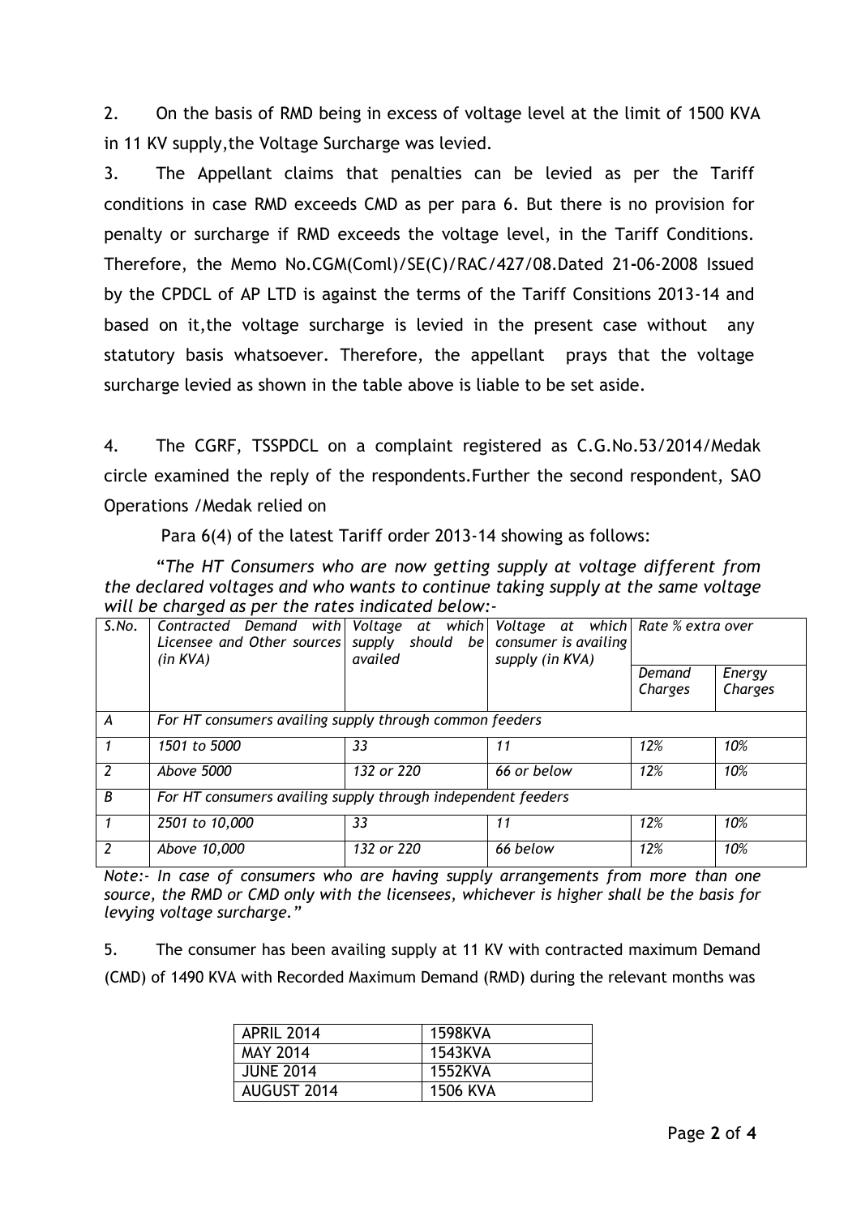2. On the basis of RMD being in excess of voltage level at the limit of 1500 KVA in 11 KV supply,the Voltage Surcharge was levied.

3. The Appellant claims that penalties can be levied as per the Tariff conditions in case RMD exceeds CMD as per para 6. But there is no provision for penalty or surcharge if RMD exceeds the voltage level, in the Tariff Conditions. Therefore, the Memo No.CGM(Coml)/SE(C)/RAC/427/08.Dated 21-06-2008 Issued by the CPDCL of AP LTD is against the terms of the Tariff Consitions 2013-14 and based on it,the voltage surcharge is levied in the present case without any statutory basis whatsoever. Therefore, the appellant prays that the voltage surcharge levied as shown in the table above is liable to be set aside.

4. The CGRF, TSSPDCL on a complaint registered as C.G.No.53/2014/Medak circle examined the reply of the respondents.Further the second respondent, SAO Operations /Medak relied on

Para 6(4) of the latest Tariff order 2013-14 showing as follows:

"*The HT Consumers who are now getting supply at voltage different from the declared voltages and who wants to continue taking supply at the same voltage will be charged as per the rates indicated below:-*

| *S.No.* | *Contracted Demand with Licensee and Other sources (in KVA)* | *Voltage at which supply should be availed* | *Voltage at which consumer is availing supply (in KVA)* | *Rate % extra over* | |
|---|---|---|---|---|---|
| | | | | *Demand Charges* | *Energy Charges* |
| *A* | *For HT consumers availing supply through common feeders* | | | | |
| *1* | *1501 to 5000* | *33* | *11* | *12%* | *10%* |
| *2* | *Above 5000* | *132 or 220* | *66 or below* | *12%* | *10%* |
| *B* | *For HT consumers availing supply through independent feeders* | | | | |
| *1* | *2501 to 10,000* | *33* | *11* | *12%* | *10%* |
| *2* | *Above 10,000* | *132 or 220* | *66 below* | *12%* | *10%* |

*Note:- In case of consumers who are having supply arrangements from more than one source, the RMD or CMD only with the licensees, whichever is higher shall be the basis for levying voltage surcharge.*"

5. The consumer has been availing supply at 11 KV with contracted maximum Demand (CMD) of 1490 KVA with Recorded Maximum Demand (RMD) during the relevant months was

| | |
|---|---|
| APRIL 2014 | 1598KVA |
| MAY 2014 | 1543KVA |
| JUNE 2014 | 1552KVA |
| AUGUST 2014 | 1506 KVA |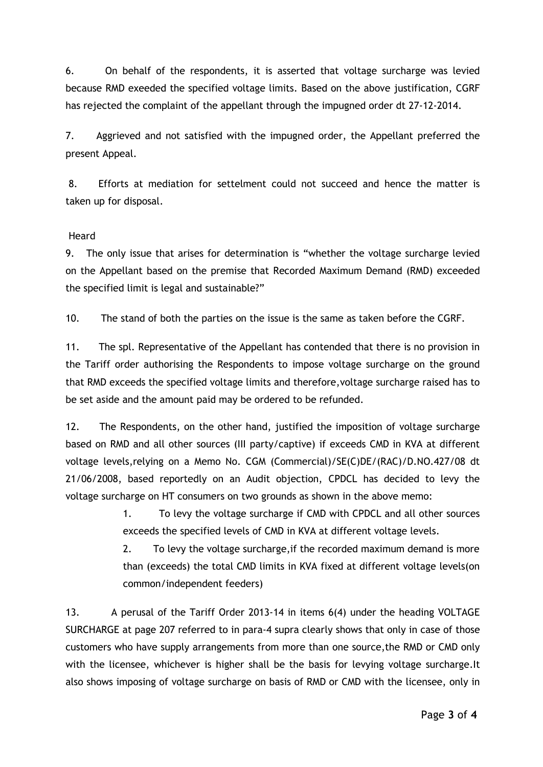6. On behalf of the respondents, it is asserted that voltage surcharge was levied because RMD exeeded the specified voltage limits. Based on the above justification, CGRF has rejected the complaint of the appellant through the impugned order dt 27-12-2014.

7. Aggrieved and not satisfied with the impugned order, the Appellant preferred the present Appeal.

8. Efforts at mediation for settelment could not succeed and hence the matter is taken up for disposal.

Heard

9. The only issue that arises for determination is "whether the voltage surcharge levied on the Appellant based on the premise that Recorded Maximum Demand (RMD) exceeded the specified limit is legal and sustainable?"

10. The stand of both the parties on the issue is the same as taken before the CGRF.

11. The spl. Representative of the Appellant has contended that there is no provision in the Tariff order authorising the Respondents to impose voltage surcharge on the ground that RMD exceeds the specified voltage limits and therefore,voltage surcharge raised has to be set aside and the amount paid may be ordered to be refunded.

12. The Respondents, on the other hand, justified the imposition of voltage surcharge based on RMD and all other sources (III party/captive) if exceeds CMD in KVA at different voltage levels,relying on a Memo No. CGM (Commercial)/SE(C)DE/(RAC)/D.NO.427/08 dt 21/06/2008, based reportedly on an Audit objection, CPDCL has decided to levy the voltage surcharge on HT consumers on two grounds as shown in the above memo:

> 1. To levy the voltage surcharge if CMD with CPDCL and all other sources exceeds the specified levels of CMD in KVA at different voltage levels.
>
> 2. To levy the voltage surcharge,if the recorded maximum demand is more than (exceeds) the total CMD limits in KVA fixed at different voltage levels(on common/independent feeders)

13. A perusal of the Tariff Order 2013-14 in items 6(4) under the heading VOLTAGE SURCHARGE at page 207 referred to in para-4 supra clearly shows that only in case of those customers who have supply arrangements from more than one source,the RMD or CMD only with the licensee, whichever is higher shall be the basis for levying voltage surcharge.It also shows imposing of voltage surcharge on basis of RMD or CMD with the licensee, only in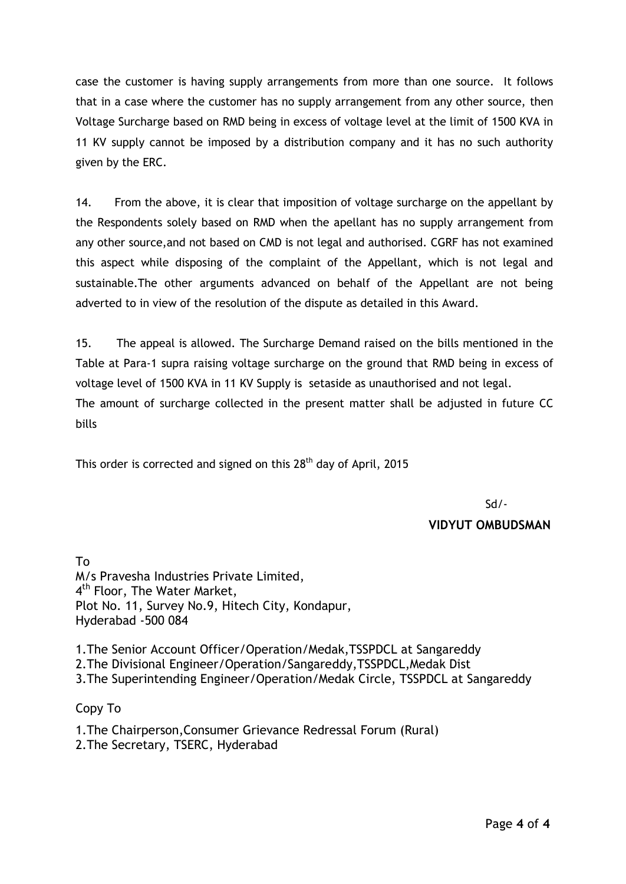case the customer is having supply arrangements from more than one source. It follows that in a case where the customer has no supply arrangement from any other source, then Voltage Surcharge based on RMD being in excess of voltage level at the limit of 1500 KVA in 11 KV supply cannot be imposed by a distribution company and it has no such authority given by the ERC.

14. From the above, it is clear that imposition of voltage surcharge on the appellant by the Respondents solely based on RMD when the apellant has no supply arrangement from any other source,and not based on CMD is not legal and authorised. CGRF has not examined this aspect while disposing of the complaint of the Appellant, which is not legal and sustainable.The other arguments advanced on behalf of the Appellant are not being adverted to in view of the resolution of the dispute as detailed in this Award.

15. The appeal is allowed. The Surcharge Demand raised on the bills mentioned in the Table at Para-1 supra raising voltage surcharge on the ground that RMD being in excess of voltage level of 1500 KVA in 11 KV Supply is setaside as unauthorised and not legal.
The amount of surcharge collected in the present matter shall be adjusted in future CC bills

This order is corrected and signed on this 28th day of April, 2015

Sd/-

**VIDYUT OMBUDSMAN**

To
M/s Pravesha Industries Private Limited,
4th Floor, The Water Market,
Plot No. 11, Survey No.9, Hitech City, Kondapur,
Hyderabad -500 084

1. The Senior Account Officer/Operation/Medak,TSSPDCL at Sangareddy
2. The Divisional Engineer/Operation/Sangareddy,TSSPDCL,Medak Dist
3. The Superintending Engineer/Operation/Medak Circle, TSSPDCL at Sangareddy

Copy To

1. The Chairperson,Consumer Grievance Redressal Forum (Rural)
2. The Secretary, TSERC, Hyderabad